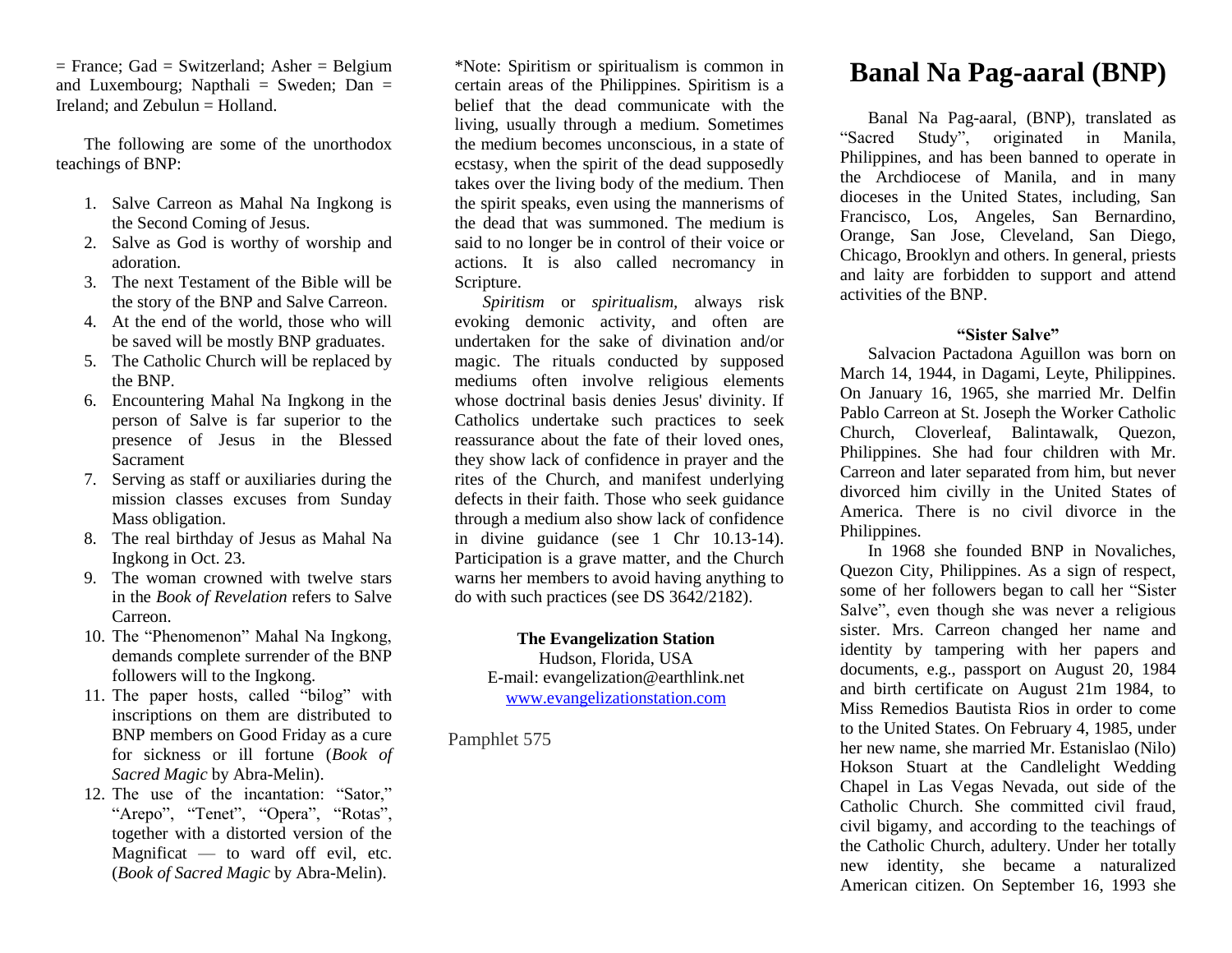= France; Gad = Switzerland; Asher = Belgium and Luxembourg; Napthali = Sweden; Dan = Ireland; and Zebulun = Holland.

The following are some of the unorthodox teachings of BNP:

1. Salve Carreon as Mahal Na Ingkong is the Second Coming of Jesus.
2. Salve as God is worthy of worship and adoration.
3. The next Testament of the Bible will be the story of the BNP and Salve Carreon.
4. At the end of the world, those who will be saved will be mostly BNP graduates.
5. The Catholic Church will be replaced by the BNP.
6. Encountering Mahal Na Ingkong in the person of Salve is far superior to the presence of Jesus in the Blessed Sacrament
7. Serving as staff or auxiliaries during the mission classes excuses from Sunday Mass obligation.
8. The real birthday of Jesus as Mahal Na Ingkong in Oct. 23.
9. The woman crowned with twelve stars in the *Book of Revelation* refers to Salve Carreon.
10. The "Phenomenon" Mahal Na Ingkong, demands complete surrender of the BNP followers will to the Ingkong.
11. The paper hosts, called "bilog" with inscriptions on them are distributed to BNP members on Good Friday as a cure for sickness or ill fortune (*Book of Sacred Magic* by Abra-Melin).
12. The use of the incantation: "Sator," "Arepo", "Tenet", "Opera", "Rotas", together with a distorted version of the Magnificat — to ward off evil, etc. (*Book of Sacred Magic* by Abra-Melin).

*Note: Spiritism or spiritualism is common in certain areas of the Philippines. Spiritism is a belief that the dead communicate with the living, usually through a medium. Sometimes the medium becomes unconscious, in a state of ecstasy, when the spirit of the dead supposedly takes over the living body of the medium. Then the spirit speaks, even using the mannerisms of the dead that was summoned. The medium is said to no longer be in control of their voice or actions. It is also called necromancy in Scripture.

*Spiritism* or *spiritualism*, always risk evoking demonic activity, and often are undertaken for the sake of divination and/or magic. The rituals conducted by supposed mediums often involve religious elements whose doctrinal basis denies Jesus' divinity. If Catholics undertake such practices to seek reassurance about the fate of their loved ones, they show lack of confidence in prayer and the rites of the Church, and manifest underlying defects in their faith. Those who seek guidance through a medium also show lack of confidence in divine guidance (see 1 Chr 10.13-14). Participation is a grave matter, and the Church warns her members to avoid having anything to do with such practices (see DS 3642/2182).

**The Evangelization Station**
Hudson, Florida, USA
E-mail: evangelization@earthlink.net
www.evangelizationstation.com

Pamphlet 575

# Banal Na Pag-aaral (BNP)

Banal Na Pag-aaral, (BNP), translated as "Sacred Study", originated in Manila, Philippines, and has been banned to operate in the Archdiocese of Manila, and in many dioceses in the United States, including, San Francisco, Los, Angeles, San Bernardino, Orange, San Jose, Cleveland, San Diego, Chicago, Brooklyn and others. In general, priests and laity are forbidden to support and attend activities of the BNP.

**"Sister Salve"**

Salvacion Pactadona Aguillon was born on March 14, 1944, in Dagami, Leyte, Philippines. On January 16, 1965, she married Mr. Delfin Pablo Carreon at St. Joseph the Worker Catholic Church, Cloverleaf, Balintawalk, Quezon, Philippines. She had four children with Mr. Carreon and later separated from him, but never divorced him civilly in the United States of America. There is no civil divorce in the Philippines.

In 1968 she founded BNP in Novaliches, Quezon City, Philippines. As a sign of respect, some of her followers began to call her "Sister Salve", even though she was never a religious sister. Mrs. Carreon changed her name and identity by tampering with her papers and documents, e.g., passport on August 20, 1984 and birth certificate on August 21m 1984, to Miss Remedios Bautista Rios in order to come to the United States. On February 4, 1985, under her new name, she married Mr. Estanislao (Nilo) Hokson Stuart at the Candlelight Wedding Chapel in Las Vegas Nevada, out side of the Catholic Church. She committed civil fraud, civil bigamy, and according to the teachings of the Catholic Church, adultery. Under her totally new identity, she became a naturalized American citizen. On September 16, 1993 she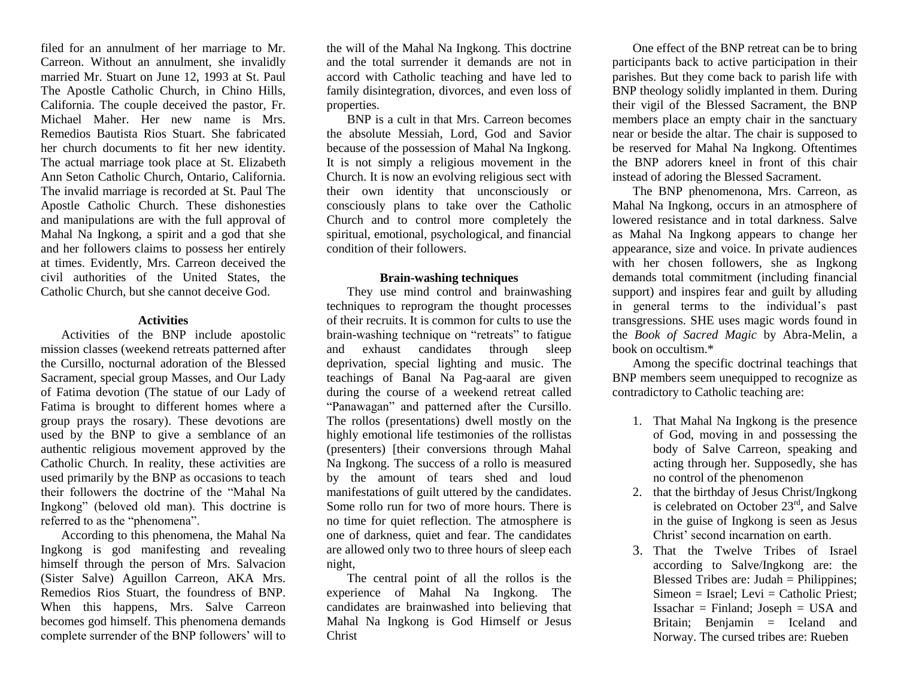filed for an annulment of her marriage to Mr. Carreon. Without an annulment, she invalidly married Mr. Stuart on June 12, 1993 at St. Paul The Apostle Catholic Church, in Chino Hills, California. The couple deceived the pastor, Fr. Michael Maher. Her new name is Mrs. Remedios Bautista Rios Stuart. She fabricated her church documents to fit her new identity. The actual marriage took place at St. Elizabeth Ann Seton Catholic Church, Ontario, California. The invalid marriage is recorded at St. Paul The Apostle Catholic Church. These dishonesties and manipulations are with the full approval of Mahal Na Ingkong, a spirit and a god that she and her followers claims to possess her entirely at times. Evidently, Mrs. Carreon deceived the civil authorities of the United States, the Catholic Church, but she cannot deceive God.

### Activities

Activities of the BNP include apostolic mission classes (weekend retreats patterned after the Cursillo, nocturnal adoration of the Blessed Sacrament, special group Masses, and Our Lady of Fatima devotion (The statue of our Lady of Fatima is brought to different homes where a group prays the rosary). These devotions are used by the BNP to give a semblance of an authentic religious movement approved by the Catholic Church. In reality, these activities are used primarily by the BNP as occasions to teach their followers the doctrine of the "Mahal Na Ingkong" (beloved old man). This doctrine is referred to as the "phenomena".

According to this phenomena, the Mahal Na Ingkong is god manifesting and revealing himself through the person of Mrs. Salvacion (Sister Salve) Aguillon Carreon, AKA Mrs. Remedios Rios Stuart, the foundress of BNP. When this happens, Mrs. Salve Carreon becomes god himself. This phenomena demands complete surrender of the BNP followers' will to the will of the Mahal Na Ingkong. This doctrine and the total surrender it demands are not in accord with Catholic teaching and have led to family disintegration, divorces, and even loss of properties.

BNP is a cult in that Mrs. Carreon becomes the absolute Messiah, Lord, God and Savior because of the possession of Mahal Na Ingkong. It is not simply a religious movement in the Church. It is now an evolving religious sect with their own identity that unconsciously or consciously plans to take over the Catholic Church and to control more completely the spiritual, emotional, psychological, and financial condition of their followers.

### Brain-washing techniques

They use mind control and brainwashing techniques to reprogram the thought processes of their recruits. It is common for cults to use the brain-washing technique on "retreats" to fatigue and exhaust candidates through sleep deprivation, special lighting and music. The teachings of Banal Na Pag-aaral are given during the course of a weekend retreat called "Panawagan" and patterned after the Cursillo. The rollos (presentations) dwell mostly on the highly emotional life testimonies of the rollistas (presenters) [their conversions through Mahal Na Ingkong. The success of a rollo is measured by the amount of tears shed and loud manifestations of guilt uttered by the candidates. Some rollo run for two of more hours. There is no time for quiet reflection. The atmosphere is one of darkness, quiet and fear. The candidates are allowed only two to three hours of sleep each night,

The central point of all the rollos is the experience of Mahal Na Ingkong. The candidates are brainwashed into believing that Mahal Na Ingkong is God Himself or Jesus Christ

One effect of the BNP retreat can be to bring participants back to active participation in their parishes. But they come back to parish life with BNP theology solidly implanted in them. During their vigil of the Blessed Sacrament, the BNP members place an empty chair in the sanctuary near or beside the altar. The chair is supposed to be reserved for Mahal Na Ingkong. Oftentimes the BNP adorers kneel in front of this chair instead of adoring the Blessed Sacrament.

The BNP phenomenona, Mrs. Carreon, as Mahal Na Ingkong, occurs in an atmosphere of lowered resistance and in total darkness. Salve as Mahal Na Ingkong appears to change her appearance, size and voice. In private audiences with her chosen followers, she as Ingkong demands total commitment (including financial support) and inspires fear and guilt by alluding in general terms to the individual's past transgressions. SHE uses magic words found in the *Book of Sacred Magic* by Abra-Melin, a book on occultism.*

Among the specific doctrinal teachings that BNP members seem unequipped to recognize as contradictory to Catholic teaching are:

1. That Mahal Na Ingkong is the presence of God, moving in and possessing the body of Salve Carreon, speaking and acting through her. Supposedly, she has no control of the phenomenon
2. that the birthday of Jesus Christ/Ingkong is celebrated on October 23rd, and Salve in the guise of Ingkong is seen as Jesus Christ' second incarnation on earth.
3. That the Twelve Tribes of Israel according to Salve/Ingkong are: the Blessed Tribes are: Judah = Philippines; Simeon = Israel; Levi = Catholic Priest; Issachar = Finland; Joseph = USA and Britain; Benjamin = Iceland and Norway. The cursed tribes are: Rueben